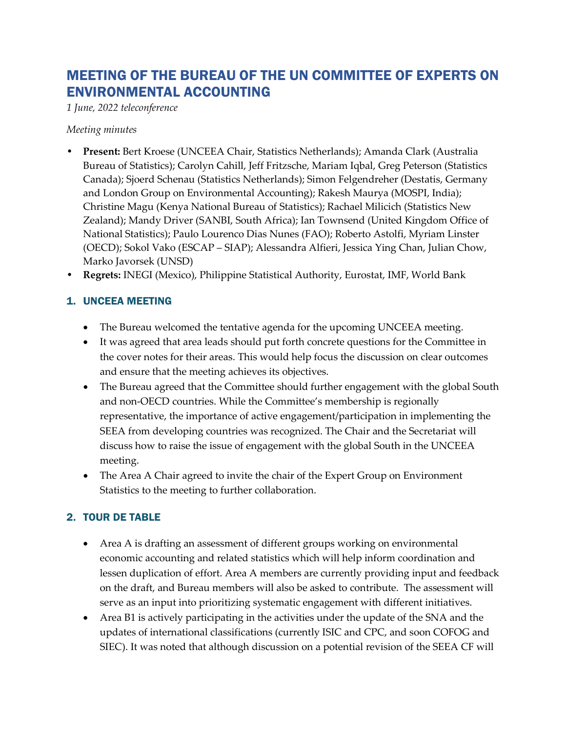# MEETING OF THE BUREAU OF THE UN COMMITTEE OF EXPERTS ON ENVIRONMENTAL ACCOUNTING

*1 June, 2022 teleconference*

*Meeting minutes*

- **Present:** Bert Kroese (UNCEEA Chair, Statistics Netherlands); Amanda Clark (Australia Bureau of Statistics); Carolyn Cahill, Jeff Fritzsche, Mariam Iqbal, Greg Peterson (Statistics Canada); Sjoerd Schenau (Statistics Netherlands); Simon Felgendreher (Destatis, Germany and London Group on Environmental Accounting); Rakesh Maurya (MOSPI, India); Christine Magu (Kenya National Bureau of Statistics); Rachael Milicich (Statistics New Zealand); Mandy Driver (SANBI, South Africa); Ian Townsend (United Kingdom Office of National Statistics); Paulo Lourenco Dias Nunes (FAO); Roberto Astolfi, Myriam Linster (OECD); Sokol Vako (ESCAP – SIAP); Alessandra Alfieri, Jessica Ying Chan, Julian Chow, Marko Javorsek (UNSD)
- **Regrets:** INEGI (Mexico), Philippine Statistical Authority, Eurostat, IMF, World Bank

## 1. UNCEEA MEETING

- The Bureau welcomed the tentative agenda for the upcoming UNCEEA meeting.
- It was agreed that area leads should put forth concrete questions for the Committee in the cover notes for their areas. This would help focus the discussion on clear outcomes and ensure that the meeting achieves its objectives.
- The Bureau agreed that the Committee should further engagement with the global South and non-OECD countries. While the Committee's membership is regionally representative, the importance of active engagement/participation in implementing the SEEA from developing countries was recognized. The Chair and the Secretariat will discuss how to raise the issue of engagement with the global South in the UNCEEA meeting.
- The Area A Chair agreed to invite the chair of the Expert Group on Environment Statistics to the meeting to further collaboration.

## 2. TOUR DE TABLE

- Area A is drafting an assessment of different groups working on environmental economic accounting and related statistics which will help inform coordination and lessen duplication of effort. Area A members are currently providing input and feedback on the draft, and Bureau members will also be asked to contribute. The assessment will serve as an input into prioritizing systematic engagement with different initiatives.
- Area B1 is actively participating in the activities under the update of the SNA and the updates of international classifications (currently ISIC and CPC, and soon COFOG and SIEC). It was noted that although discussion on a potential revision of the SEEA CF will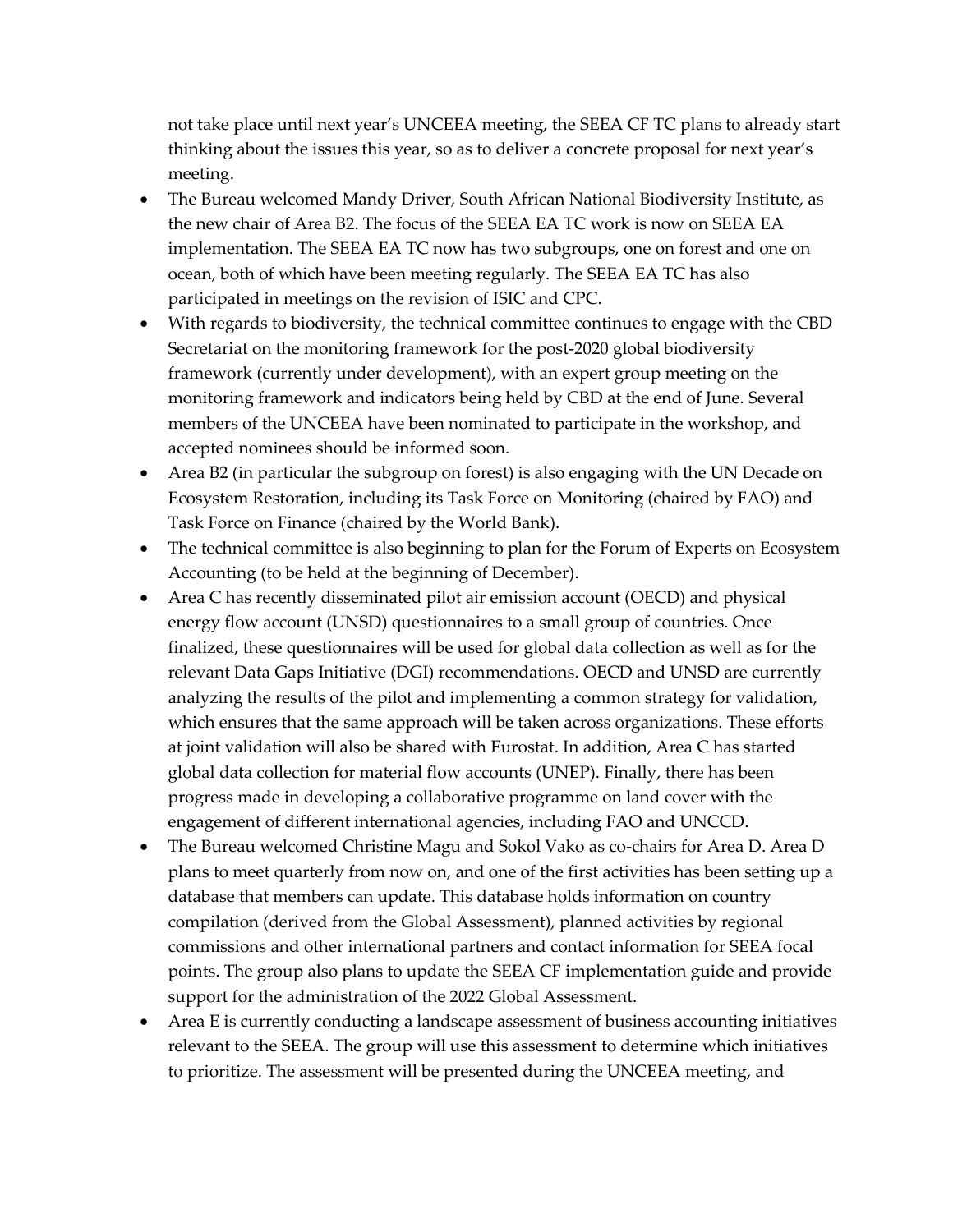not take place until next year's UNCEEA meeting, the SEEA CF TC plans to already start thinking about the issues this year, so as to deliver a concrete proposal for next year's meeting.

- The Bureau welcomed Mandy Driver, South African National Biodiversity Institute, as the new chair of Area B2. The focus of the SEEA EA TC work is now on SEEA EA implementation. The SEEA EA TC now has two subgroups, one on forest and one on ocean, both of which have been meeting regularly. The SEEA EA TC has also participated in meetings on the revision of ISIC and CPC.
- With regards to biodiversity, the technical committee continues to engage with the CBD Secretariat on the monitoring framework for the post-2020 global biodiversity framework (currently under development), with an expert group meeting on the monitoring framework and indicators being held by CBD at the end of June. Several members of the UNCEEA have been nominated to participate in the workshop, and accepted nominees should be informed soon.
- Area B2 (in particular the subgroup on forest) is also engaging with the UN Decade on Ecosystem Restoration, including its Task Force on Monitoring (chaired by FAO) and Task Force on Finance (chaired by the World Bank).
- The technical committee is also beginning to plan for the Forum of Experts on Ecosystem Accounting (to be held at the beginning of December).
- Area C has recently disseminated pilot air emission account (OECD) and physical energy flow account (UNSD) questionnaires to a small group of countries. Once finalized, these questionnaires will be used for global data collection as well as for the relevant Data Gaps Initiative (DGI) recommendations. OECD and UNSD are currently analyzing the results of the pilot and implementing a common strategy for validation, which ensures that the same approach will be taken across organizations. These efforts at joint validation will also be shared with Eurostat. In addition, Area C has started global data collection for material flow accounts (UNEP). Finally, there has been progress made in developing a collaborative programme on land cover with the engagement of different international agencies, including FAO and UNCCD.
- The Bureau welcomed Christine Magu and Sokol Vako as co-chairs for Area D. Area D plans to meet quarterly from now on, and one of the first activities has been setting up a database that members can update. This database holds information on country compilation (derived from the Global Assessment), planned activities by regional commissions and other international partners and contact information for SEEA focal points. The group also plans to update the SEEA CF implementation guide and provide support for the administration of the 2022 Global Assessment.
- Area E is currently conducting a landscape assessment of business accounting initiatives relevant to the SEEA. The group will use this assessment to determine which initiatives to prioritize. The assessment will be presented during the UNCEEA meeting, and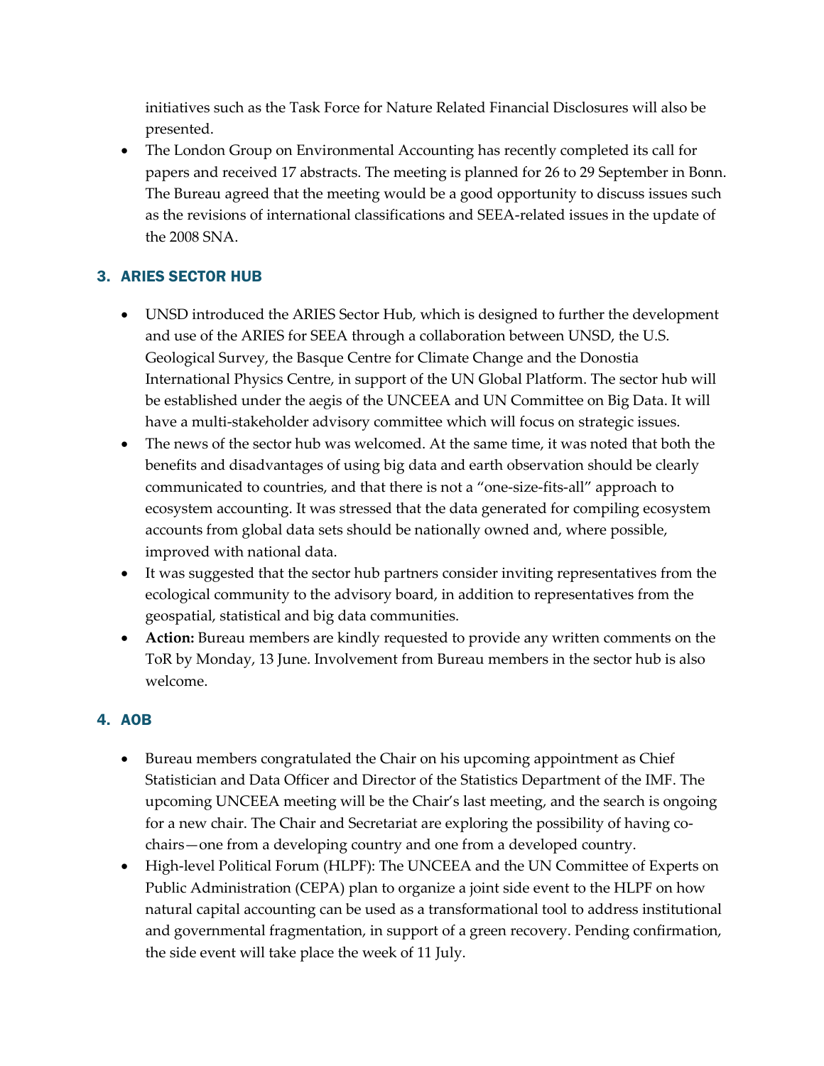initiatives such as the Task Force for Nature Related Financial Disclosures will also be presented.

- The London Group on Environmental Accounting has recently completed its call for papers and received 17 abstracts. The meeting is planned for 26 to 29 September in Bonn. The Bureau agreed that the meeting would be a good opportunity to discuss issues such as the revisions of international classifications and SEEA-related issues in the update of the 2008 SNA.

## 3. ARIES SECTOR HUB

- UNSD introduced the ARIES Sector Hub, which is designed to further the development and use of the ARIES for SEEA through a collaboration between UNSD, the U.S. Geological Survey, the Basque Centre for Climate Change and the Donostia International Physics Centre, in support of the UN Global Platform. The sector hub will be established under the aegis of the UNCEEA and UN Committee on Big Data. It will have a multi-stakeholder advisory committee which will focus on strategic issues.
- The news of the sector hub was welcomed. At the same time, it was noted that both the benefits and disadvantages of using big data and earth observation should be clearly communicated to countries, and that there is not a "one-size-fits-all" approach to ecosystem accounting. It was stressed that the data generated for compiling ecosystem accounts from global data sets should be nationally owned and, where possible, improved with national data.
- It was suggested that the sector hub partners consider inviting representatives from the ecological community to the advisory board, in addition to representatives from the geospatial, statistical and big data communities.
- **Action:** Bureau members are kindly requested to provide any written comments on the ToR by Monday, 13 June. Involvement from Bureau members in the sector hub is also welcome.

## 4. AOB

- Bureau members congratulated the Chair on his upcoming appointment as Chief Statistician and Data Officer and Director of the Statistics Department of the IMF. The upcoming UNCEEA meeting will be the Chair's last meeting, and the search is ongoing for a new chair. The Chair and Secretariat are exploring the possibility of having co-chairs—one from a developing country and one from a developed country.
- High-level Political Forum (HLPF): The UNCEEA and the UN Committee of Experts on Public Administration (CEPA) plan to organize a joint side event to the HLPF on how natural capital accounting can be used as a transformational tool to address institutional and governmental fragmentation, in support of a green recovery. Pending confirmation, the side event will take place the week of 11 July.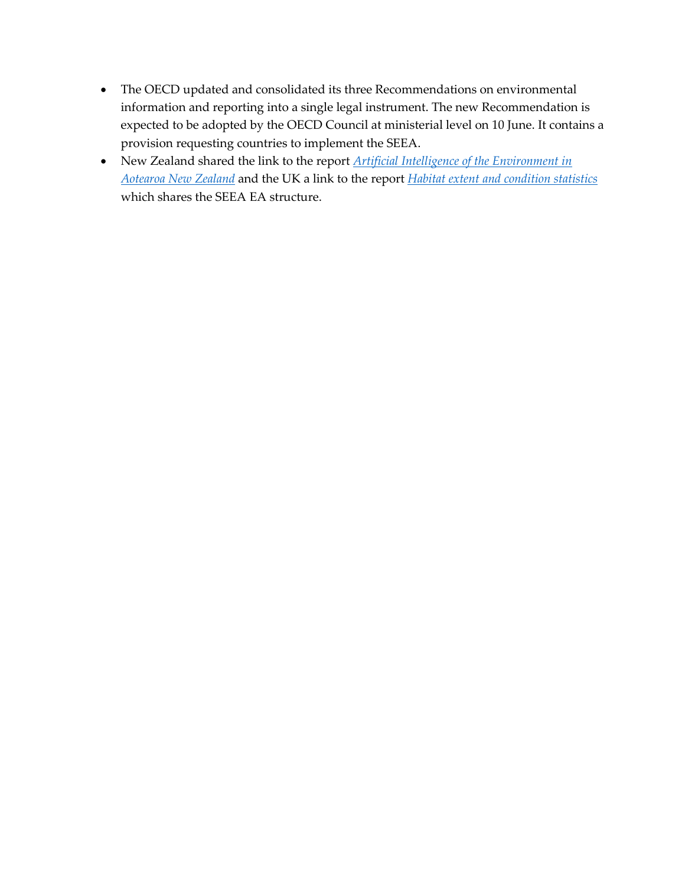- The OECD updated and consolidated its three Recommendations on environmental information and reporting into a single legal instrument. The new Recommendation is expected to be adopted by the OECD Council at ministerial level on 10 June. It contains a provision requesting countries to implement the SEEA.
- New Zealand shared the link to the report *Artificial Intelligence of the Environment in Aotearoa New Zealand* and the UK a link to the report *Habitat extent and condition statistics* which shares the SEEA EA structure.